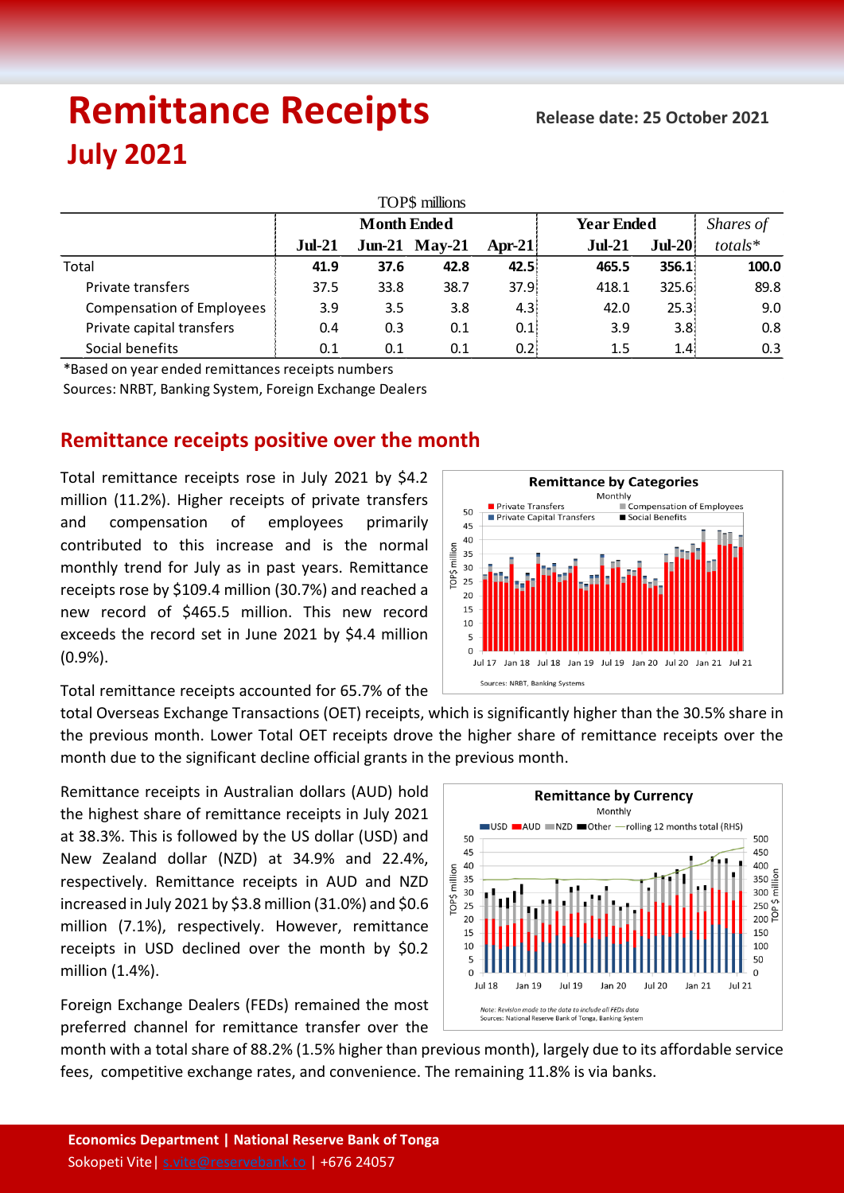# Remittance Receipts

**Release date: 25 October 2021**

## July 2021

| TOP$ millions | Month Ended | | | | Year Ended | | *Shares of* |
|---|---|---|---|---|---|---|---|
| | **Jul-21** | **Jun-21** | **May-21** | **Apr-21** | **Jul-21** | **Jul-20** | *totals** |
| Total | **41.9** | **37.6** | **42.8** | **42.5** | **465.5** | **356.1** | **100.0** |
| Private transfers | 37.5 | 33.8 | 38.7 | 37.9 | 418.1 | 325.6 | 89.8 |
| Compensation of Employees | 3.9 | 3.5 | 3.8 | 4.3 | 42.0 | 25.3 | 9.0 |
| Private capital transfers | 0.4 | 0.3 | 0.1 | 0.1 | 3.9 | 3.8 | 0.8 |
| Social benefits | 0.1 | 0.1 | 0.1 | 0.2 | 1.5 | 1.4 | 0.3 |

*Based on year ended remittances receipts numbers

Sources: NRBT, Banking System, Foreign Exchange Dealers

## Remittance receipts positive over the month

Total remittance receipts rose in July 2021 by $4.2 million (11.2%). Higher receipts of private transfers and compensation of employees primarily contributed to this increase and is the normal monthly trend for July as in past years. Remittance receipts rose by $109.4 million (30.7%) and reached a new record of $465.5 million. This new record exceeds the record set in June 2021 by $4.4 million (0.9%).

Total remittance receipts accounted for 65.7% of the total Overseas Exchange Transactions (OET) receipts, which is significantly higher than the 30.5% share in the previous month. Lower Total OET receipts drove the higher share of remittance receipts over the month due to the significant decline official grants in the previous month.

Remittance receipts in Australian dollars (AUD) hold the highest share of remittance receipts in July 2021 at 38.3%. This is followed by the US dollar (USD) and New Zealand dollar (NZD) at 34.9% and 22.4%, respectively. Remittance receipts in AUD and NZD increased in July 2021 by $3.8 million (31.0%) and $0.6 million (7.1%), respectively. However, remittance receipts in USD declined over the month by $0.2 million (1.4%).

Foreign Exchange Dealers (FEDs) remained the most preferred channel for remittance transfer over the month with a total share of 88.2% (1.5% higher than previous month), largely due to its affordable service fees, competitive exchange rates, and convenience. The remaining 11.8% is via banks.

**Economics Department | National Reserve Bank of Tonga**

Sokopeti Vite| s.vite@reservebank.to | +676 24057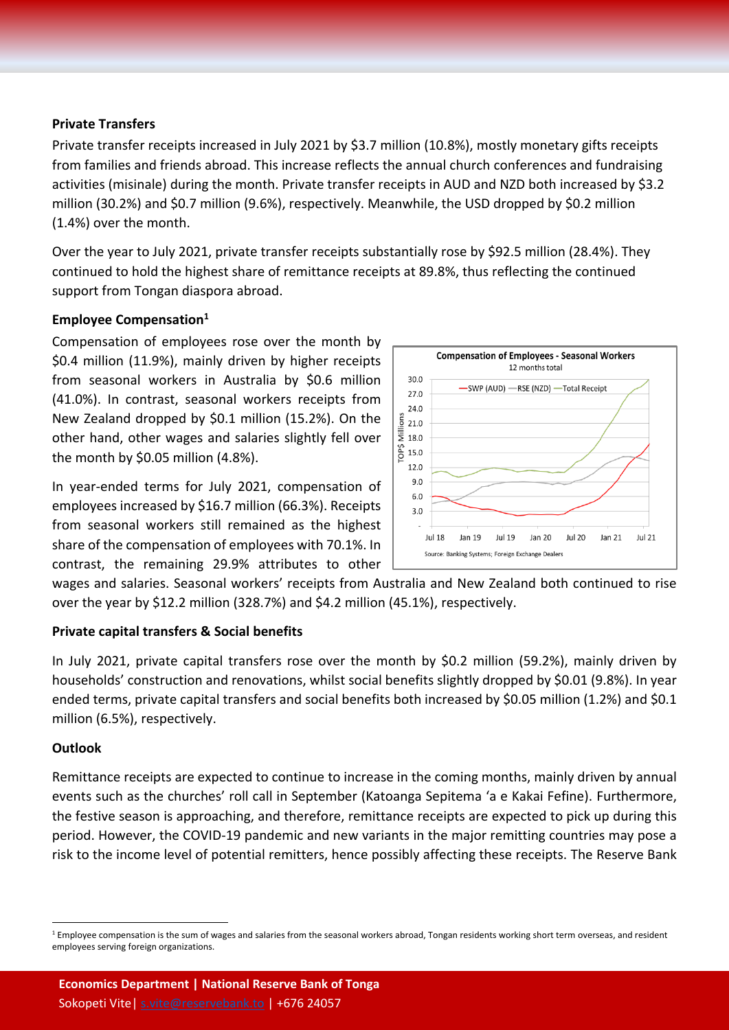### Private Transfers

Private transfer receipts increased in July 2021 by $3.7 million (10.8%), mostly monetary gifts receipts from families and friends abroad. This increase reflects the annual church conferences and fundraising activities (misinale) during the month. Private transfer receipts in AUD and NZD both increased by $3.2 million (30.2%) and $0.7 million (9.6%), respectively. Meanwhile, the USD dropped by $0.2 million (1.4%) over the month.

Over the year to July 2021, private transfer receipts substantially rose by $92.5 million (28.4%). They continued to hold the highest share of remittance receipts at 89.8%, thus reflecting the continued support from Tongan diaspora abroad.

### Employee Compensation[1]

Compensation of employees rose over the month by $0.4 million (11.9%), mainly driven by higher receipts from seasonal workers in Australia by $0.6 million (41.0%). In contrast, seasonal workers receipts from New Zealand dropped by $0.1 million (15.2%). On the other hand, other wages and salaries slightly fell over the month by $0.05 million (4.8%).

In year-ended terms for July 2021, compensation of employees increased by $16.7 million (66.3%). Receipts from seasonal workers still remained as the highest share of the compensation of employees with 70.1%. In contrast, the remaining 29.9% attributes to other wages and salaries. Seasonal workers' receipts from Australia and New Zealand both continued to rise over the year by $12.2 million (328.7%) and $4.2 million (45.1%), respectively.

**Compensation of Employees - Seasonal Workers**
12 months total

Source: Banking Systems; Foreign Exchange Dealers

### Private capital transfers & Social benefits

In July 2021, private capital transfers rose over the month by $0.2 million (59.2%), mainly driven by households' construction and renovations, whilst social benefits slightly dropped by $0.01 (9.8%). In year ended terms, private capital transfers and social benefits both increased by $0.05 million (1.2%) and $0.1 million (6.5%), respectively.

### Outlook

Remittance receipts are expected to continue to increase in the coming months, mainly driven by annual events such as the churches' roll call in September (Katoanga Sepitema 'a e Kakai Fefine). Furthermore, the festive season is approaching, and therefore, remittance receipts are expected to pick up during this period. However, the COVID-19 pandemic and new variants in the major remitting countries may pose a risk to the income level of potential remitters, hence possibly affecting these receipts. The Reserve Bank

[1] Employee compensation is the sum of wages and salaries from the seasonal workers abroad, Tongan residents working short term overseas, and resident employees serving foreign organizations.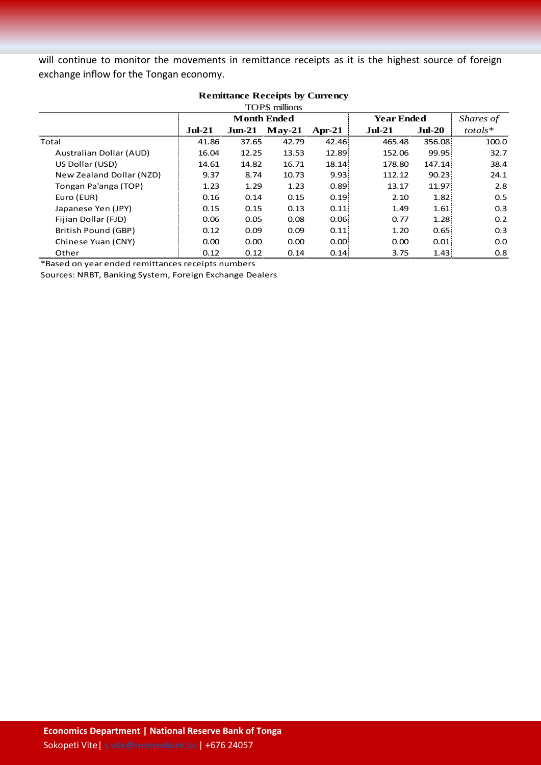will continue to monitor the movements in remittance receipts as it is the highest source of foreign exchange inflow for the Tongan economy.

**Remittance Receipts by Currency**

TOP$ millions

| | Month Ended | | | | Year Ended | | *Shares of* |
|---|---|---|---|---|---|---|---|
| | **Jul-21** | **Jun-21** | **May-21** | **Apr-21** | **Jul-21** | **Jul-20** | *totals** |
| Total | 41.86 | 37.65 | 42.79 | 42.46 | 465.48 | 356.08 | 100.0 |
| Australian Dollar (AUD) | 16.04 | 12.25 | 13.53 | 12.89 | 152.06 | 99.95 | 32.7 |
| US Dollar (USD) | 14.61 | 14.82 | 16.71 | 18.14 | 178.80 | 147.14 | 38.4 |
| New Zealand Dollar (NZD) | 9.37 | 8.74 | 10.73 | 9.93 | 112.12 | 90.23 | 24.1 |
| Tongan Pa'anga (TOP) | 1.23 | 1.29 | 1.23 | 0.89 | 13.17 | 11.97 | 2.8 |
| Euro (EUR) | 0.16 | 0.14 | 0.15 | 0.19 | 2.10 | 1.82 | 0.5 |
| Japanese Yen (JPY) | 0.15 | 0.15 | 0.13 | 0.11 | 1.49 | 1.61 | 0.3 |
| Fijian Dollar (FJD) | 0.06 | 0.05 | 0.08 | 0.06 | 0.77 | 1.28 | 0.2 |
| British Pound (GBP) | 0.12 | 0.09 | 0.09 | 0.11 | 1.20 | 0.65 | 0.3 |
| Chinese Yuan (CNY) | 0.00 | 0.00 | 0.00 | 0.00 | 0.00 | 0.01 | 0.0 |
| Other | 0.12 | 0.12 | 0.14 | 0.14 | 3.75 | 1.43 | 0.8 |

*Based on year ended remittances receipts numbers

Sources: NRBT, Banking System, Foreign Exchange Dealers

**Economics Department | National Reserve Bank of Tonga**

Sokopeti Vite | s.vite@reservebank.to | +676 24057